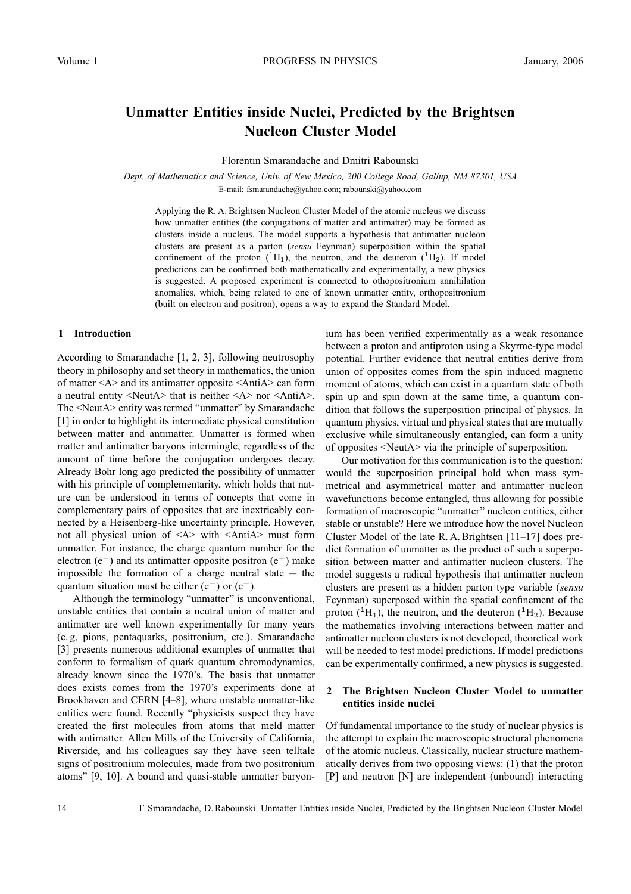# Unmatter Entities inside Nuclei, Predicted by the Brightsen Nucleon Cluster Model

Florentin Smarandache and Dmitri Rabounski

*Dept. of Mathematics and Science, Univ. of New Mexico, 200 College Road, Gallup, NM 87301, USA*

E-mail: fsmarandache@yahoo.com; rabounski@yahoo.com

Applying the R. A. Brightsen Nucleon Cluster Model of the atomic nucleus we discuss how unmatter entities (the conjugations of matter and antimatter) may be formed as clusters inside a nucleus. The model supports a hypothesis that antimatter nucleon clusters are present as a parton (*sensu* Feynman) superposition within the spatial confinement of the proton ($^1H_1$), the neutron, and the deuteron ($^1H_2$). If model predictions can be confirmed both mathematically and experimentally, a new physics is suggested. A proposed experiment is connected to othopositronium annihilation anomalies, which, being related to one of known unmatter entity, orthopositronium (built on electron and positron), opens a way to expand the Standard Model.

## 1 Introduction

According to Smarandache [1, 2, 3], following neutrosophy theory in philosophy and set theory in mathematics, the union of matter <A> and its antimatter opposite <AntiA> can form a neutral entity <NeutA> that is neither <A> nor <AntiA>. The <NeutA> entity was termed "unmatter" by Smarandache [1] in order to highlight its intermediate physical constitution between matter and antimatter. Unmatter is formed when matter and antimatter baryons intermingle, regardless of the amount of time before the conjugation undergoes decay. Already Bohr long ago predicted the possibility of unmatter with his principle of complementarity, which holds that nature can be understood in terms of concepts that come in complementary pairs of opposites that are inextricably connected by a Heisenberg-like uncertainty principle. However, not all physical union of <A> with <AntiA> must form unmatter. For instance, the charge quantum number for the electron ($e^-$) and its antimatter opposite positron ($e^+$) make impossible the formation of a charge neutral state — the quantum situation must be either ($e^-$) or ($e^+$).

Although the terminology "unmatter" is unconventional, unstable entities that contain a neutral union of matter and antimatter are well known experimentally for many years (e. g, pions, pentaquarks, positronium, etc.). Smarandache [3] presents numerous additional examples of unmatter that conform to formalism of quark quantum chromodynamics, already known since the 1970's. The basis that unmatter does exists comes from the 1970's experiments done at Brookhaven and CERN [4–8], where unstable unmatter-like entities were found. Recently "physicists suspect they have created the first molecules from atoms that meld matter with antimatter. Allen Mills of the University of California, Riverside, and his colleagues say they have seen telltale signs of positronium molecules, made from two positronium atoms" [9, 10]. A bound and quasi-stable unmatter baryonium has been verified experimentally as a weak resonance between a proton and antiproton using a Skyrme-type model potential. Further evidence that neutral entities derive from union of opposites comes from the spin induced magnetic moment of atoms, which can exist in a quantum state of both spin up and spin down at the same time, a quantum condition that follows the superposition principal of physics. In quantum physics, virtual and physical states that are mutually exclusive while simultaneously entangled, can form a unity of opposites <NeutA> via the principle of superposition.

Our motivation for this communication is to the question: would the superposition principal hold when mass symmetrical and asymmetrical matter and antimatter nucleon wavefunctions become entangled, thus allowing for possible formation of macroscopic "unmatter" nucleon entities, either stable or unstable? Here we introduce how the novel Nucleon Cluster Model of the late R. A. Brightsen [11–17] does predict formation of unmatter as the product of such a superposition between matter and antimatter nucleon clusters. The model suggests a radical hypothesis that antimatter nucleon clusters are present as a hidden parton type variable (*sensu* Feynman) superposed within the spatial confinement of the proton ($^1H_1$), the neutron, and the deuteron ($^1H_2$). Because the mathematics involving interactions between matter and antimatter nucleon clusters is not developed, theoretical work will be needed to test model predictions. If model predictions can be experimentally confirmed, a new physics is suggested.

## 2 The Brightsen Nucleon Cluster Model to unmatter entities inside nuclei

Of fundamental importance to the study of nuclear physics is the attempt to explain the macroscopic structural phenomena of the atomic nucleus. Classically, nuclear structure mathematically derives from two opposing views: (1) that the proton [P] and neutron [N] are independent (unbound) interacting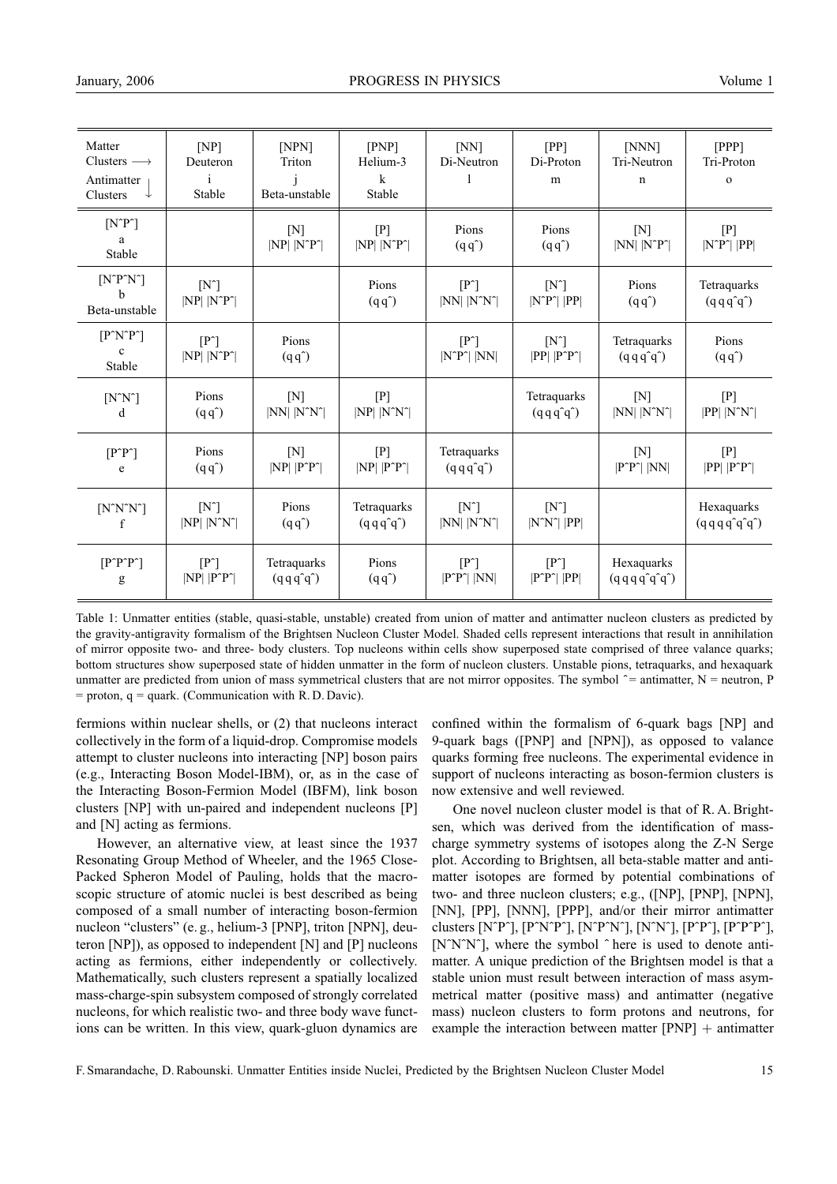| Matter Clusters ⟶ / Antimatter Clusters ↓ | [NP] Deuteron i Stable | [NPN] Triton j Beta-unstable | [PNP] Helium-3 k Stable | [NN] Di-Neutron l | [PP] Di-Proton m | [NNN] Tri-Neutron n | [PPP] Tri-Proton o |
|---|---|---|---|---|---|---|---|
| [NˆPˆ] a Stable | | [N] \|NP\| \|NˆPˆ\| | [P] \|NP\| \|NˆPˆ\| | Pions (q qˆ) | Pions (q qˆ) | [N] \|NN\| \|NˆPˆ\| | [P] \|NˆPˆ\| \|PP\| |
| [NˆPˆNˆ] b Beta-unstable | [Nˆ] \|NP\| \|NˆPˆ\| | | Pions (q qˆ) | [Pˆ] \|NN\| \|NˆNˆ\| | [Nˆ] \|NˆPˆ\| \|PP\| | Pions (q qˆ) | Tetraquarks (q q qˆ qˆ) |
| [PˆNˆPˆ] c Stable | [Pˆ] \|NP\| \|NˆPˆ\| | Pions (q qˆ) | | [Pˆ] \|NˆPˆ\| \|NN\| | [Nˆ] \|PP\| \|PˆPˆ\| | Tetraquarks (q q qˆ qˆ) | Pions (q qˆ) |
| [NˆNˆ] d | Pions (q qˆ) | [N] \|NN\| \|NˆNˆ\| | [P] \|NP\| \|NˆNˆ\| | | Tetraquarks (q q qˆ qˆ) | [N] \|NN\| \|NˆNˆ\| | [P] \|PP\| \|NˆNˆ\| |
| [PˆPˆ] e | Pions (q qˆ) | [N] \|NP\| \|PˆPˆ\| | [P] \|NP\| \|PˆPˆ\| | Tetraquarks (q q qˆ qˆ) | | [N] \|PˆPˆ\| \|NN\| | [P] \|PP\| \|PˆPˆ\| |
| [NˆNˆNˆ] f | [Nˆ] \|NP\| \|NˆNˆ\| | Pions (q qˆ) | Tetraquarks (q q qˆ qˆ) | [Nˆ] \|NN\| \|NˆNˆ\| | [Nˆ] \|NˆNˆ\| \|PP\| | | Hexaquarks (q q q qˆ qˆ qˆ) |
| [PˆPˆPˆ] g | [Pˆ] \|NP\| \|PˆPˆ\| | Tetraquarks (q q qˆ qˆ) | Pions (q qˆ) | [Pˆ] \|PˆPˆ\| \|NN\| | [Pˆ] \|PˆPˆ\| \|PP\| | Hexaquarks (q q q qˆ qˆ qˆ) | |

Table 1: Unmatter entities (stable, quasi-stable, unstable) created from union of matter and antimatter nucleon clusters as predicted by the gravity-antigravity formalism of the Brightsen Nucleon Cluster Model. Shaded cells represent interactions that result in annihilation of mirror opposite two- and three- body clusters. Top nucleons within cells show superposed state comprised of three valance quarks; bottom structures show superposed state of hidden unmatter in the form of nucleon clusters. Unstable pions, tetraquarks, and hexaquark unmatter are predicted from union of mass symmetrical clusters that are not mirror opposites. The symbol ˆ= antimatter, N = neutron, P = proton, q = quark. (Communication with R. D. Davic).

fermions within nuclear shells, or (2) that nucleons interact collectively in the form of a liquid-drop. Compromise models attempt to cluster nucleons into interacting [NP] boson pairs (e.g., Interacting Boson Model-IBM), or, as in the case of the Interacting Boson-Fermion Model (IBFM), link boson clusters [NP] with un-paired and independent nucleons [P] and [N] acting as fermions.

However, an alternative view, at least since the 1937 Resonating Group Method of Wheeler, and the 1965 Close-Packed Spheron Model of Pauling, holds that the macroscopic structure of atomic nuclei is best described as being composed of a small number of interacting boson-fermion nucleon "clusters" (e. g., helium-3 [PNP], triton [NPN], deuteron [NP]), as opposed to independent [N] and [P] nucleons acting as fermions, either independently or collectively. Mathematically, such clusters represent a spatially localized mass-charge-spin subsystem composed of strongly correlated nucleons, for which realistic two- and three body wave functions can be written. In this view, quark-gluon dynamics are confined within the formalism of 6-quark bags [NP] and 9-quark bags ([PNP] and [NPN]), as opposed to valance quarks forming free nucleons. The experimental evidence in support of nucleons interacting as boson-fermion clusters is now extensive and well reviewed.

One novel nucleon cluster model is that of R. A. Brightsen, which was derived from the identification of mass-charge symmetry systems of isotopes along the Z-N Serge plot. According to Brightsen, all beta-stable matter and antimatter isotopes are formed by potential combinations of two- and three nucleon clusters; e.g., ([NP], [PNP], [NPN], [NN], [PP], [NNN], [PPP], and/or their mirror antimatter clusters [NˆPˆ], [PˆNˆPˆ], [NˆPˆNˆ], [NˆNˆ], [PˆPˆ], [PˆPˆPˆ], [NˆNˆNˆ], where the symbol ˆ here is used to denote antimatter. A unique prediction of the Brightsen model is that a stable union must result between interaction of mass asymmetrical matter (positive mass) and antimatter (negative mass) nucleon clusters to form protons and neutrons, for example the interaction between matter [PNP] + antimatter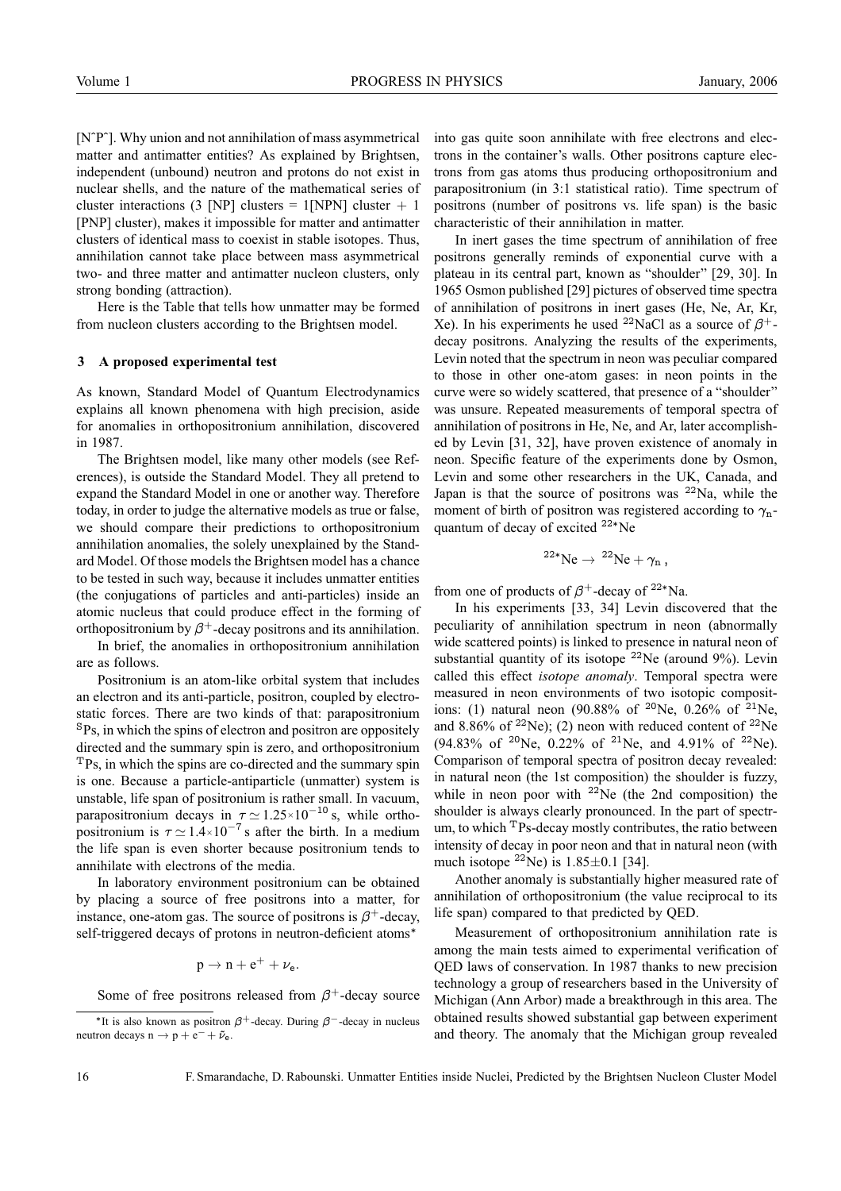[N^P^]. Why union and not annihilation of mass asymmetrical matter and antimatter entities? As explained by Brightsen, independent (unbound) neutron and protons do not exist in nuclear shells, and the nature of the mathematical series of cluster interactions (3 [NP] clusters = 1[NPN] cluster + 1 [PNP] cluster), makes it impossible for matter and antimatter clusters of identical mass to coexist in stable isotopes. Thus, annihilation cannot take place between mass asymmetrical two- and three matter and antimatter nucleon clusters, only strong bonding (attraction).

Here is the Table that tells how unmatter may be formed from nucleon clusters according to the Brightsen model.

### 3 A proposed experimental test

As known, Standard Model of Quantum Electrodynamics explains all known phenomena with high precision, aside for anomalies in orthopositronium annihilation, discovered in 1987.

The Brightsen model, like many other models (see References), is outside the Standard Model. They all pretend to expand the Standard Model in one or another way. Therefore today, in order to judge the alternative models as true or false, we should compare their predictions to orthopositronium annihilation anomalies, the solely unexplained by the Standard Model. Of those models the Brightsen model has a chance to be tested in such way, because it includes unmatter entities (the conjugations of particles and anti-particles) inside an atomic nucleus that could produce effect in the forming of orthopositronium by $\beta^+$-decay positrons and its annihilation.

In brief, the anomalies in orthopositronium annihilation are as follows.

Positronium is an atom-like orbital system that includes an electron and its anti-particle, positron, coupled by electrostatic forces. There are two kinds of that: parapositronium $^{\mathrm{S}}\mathrm{Ps}$, in which the spins of electron and positron are oppositely directed and the summary spin is zero, and orthopositronium $^{\mathrm{T}}\mathrm{Ps}$, in which the spins are co-directed and the summary spin is one. Because a particle-antiparticle (unmatter) system is unstable, life span of positronium is rather small. In vacuum, parapositronium decays in $\tau \simeq 1.25{\times}10^{-10}$ s, while orthopositronium is $\tau \simeq 1.4{\times}10^{-7}$ s after the birth. In a medium the life span is even shorter because positronium tends to annihilate with electrons of the media.

In laboratory environment positronium can be obtained by placing a source of free positrons into a matter, for instance, one-atom gas. The source of positrons is $\beta^+$-decay, self-triggered decays of protons in neutron-deficient atoms*

$$\mathrm{p} \rightarrow \mathrm{n} + \mathrm{e}^+ + \nu_{\mathrm{e}}.$$

Some of free positrons released from $\beta^+$-decay source into gas quite soon annihilate with free electrons and electrons in the container's walls. Other positrons capture electrons from gas atoms thus producing orthopositronium and parapositronium (in 3:1 statistical ratio). Time spectrum of positrons (number of positrons vs. life span) is the basic characteristic of their annihilation in matter.

In inert gases the time spectrum of annihilation of free positrons generally reminds of exponential curve with a plateau in its central part, known as "shoulder" [29, 30]. In 1965 Osmon published [29] pictures of observed time spectra of annihilation of positrons in inert gases (He, Ne, Ar, Kr, Xe). In his experiments he used $^{22}$NaCl as a source of $\beta^+$-decay positrons. Analyzing the results of the experiments, Levin noted that the spectrum in neon was peculiar compared to those in other one-atom gases: in neon points in the curve were so widely scattered, that presence of a "shoulder" was unsure. Repeated measurements of temporal spectra of annihilation of positrons in He, Ne, and Ar, later accomplished by Levin [31, 32], have proven existence of anomaly in neon. Specific feature of the experiments done by Osmon, Levin and some other researchers in the UK, Canada, and Japan is that the source of positrons was $^{22}$Na, while the moment of birth of positron was registered according to $\gamma_{\mathrm{n}}$-quantum of decay of excited $^{22*}$Ne

$$^{22*}\mathrm{Ne} \rightarrow\ ^{22}\mathrm{Ne} + \gamma_{\mathrm{n}}\,,$$

from one of products of $\beta^+$-decay of $^{22*}$Na.

In his experiments [33, 34] Levin discovered that the peculiarity of annihilation spectrum in neon (abnormally wide scattered points) is linked to presence in natural neon of substantial quantity of its isotope $^{22}$Ne (around 9%). Levin called this effect *isotope anomaly*. Temporal spectra were measured in neon environments of two isotopic compositions: (1) natural neon (90.88% of $^{20}$Ne, 0.26% of $^{21}$Ne, and 8.86% of $^{22}$Ne); (2) neon with reduced content of $^{22}$Ne (94.83% of $^{20}$Ne, 0.22% of $^{21}$Ne, and 4.91% of $^{22}$Ne). Comparison of temporal spectra of positron decay revealed: in natural neon (the 1st composition) the shoulder is fuzzy, while in neon poor with $^{22}$Ne (the 2nd composition) the shoulder is always clearly pronounced. In the part of spectrum, to which $^{\mathrm{T}}\mathrm{Ps}$-decay mostly contributes, the ratio between intensity of decay in poor neon and that in natural neon (with much isotope $^{22}$Ne) is $1.85{\pm}0.1$ [34].

Another anomaly is substantially higher measured rate of annihilation of orthopositronium (the value reciprocal to its life span) compared to that predicted by QED.

Measurement of orthopositronium annihilation rate is among the main tests aimed to experimental verification of QED laws of conservation. In 1987 thanks to new precision technology a group of researchers based in the University of Michigan (Ann Arbor) made a breakthrough in this area. The obtained results showed substantial gap between experiment and theory. The anomaly that the Michigan group revealed

*It is also known as positron $\beta^+$-decay. During $\beta^-$-decay in nucleus neutron decays $\mathrm{n} \rightarrow \mathrm{p} + \mathrm{e}^- + \tilde{\nu}_{\mathrm{e}}$.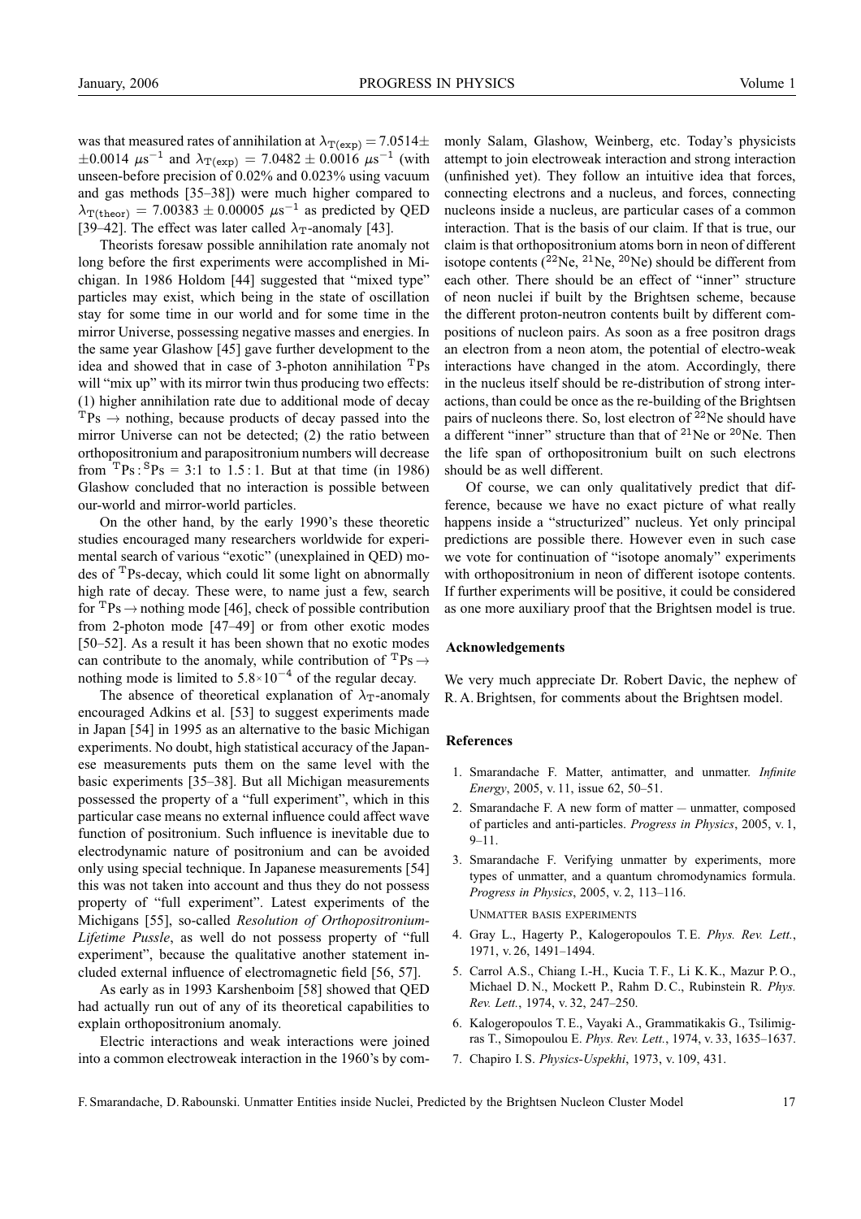was that measured rates of annihilation at $\lambda_{T(exp)} = 7.0514 \pm 0.0014\ \mu s^{-1}$ and $\lambda_{T(exp)} = 7.0482 \pm 0.0016\ \mu s^{-1}$ (with unseen-before precision of 0.02% and 0.023% using vacuum and gas methods [35–38]) were much higher compared to $\lambda_{T(theor)} = 7.00383 \pm 0.00005\ \mu s^{-1}$ as predicted by QED [39–42]. The effect was later called $\lambda_T$-anomaly [43].

Theorists foresaw possible annihilation rate anomaly not long before the first experiments were accomplished in Michigan. In 1986 Holdom [44] suggested that "mixed type" particles may exist, which being in the state of oscillation stay for some time in our world and for some time in the mirror Universe, possessing negative masses and energies. In the same year Glashow [45] gave further development to the idea and showed that in case of 3-photon annihilation $^{T}$Ps will "mix up" with its mirror twin thus producing two effects: (1) higher annihilation rate due to additional mode of decay $^{T}Ps \rightarrow$ nothing, because products of decay passed into the mirror Universe can not be detected; (2) the ratio between orthopositronium and parapositronium numbers will decrease from $^{T}Ps : ^{S}Ps = 3:1$ to $1.5:1$. But at that time (in 1986) Glashow concluded that no interaction is possible between our-world and mirror-world particles.

On the other hand, by the early 1990's these theoretic studies encouraged many researchers worldwide for experimental search of various "exotic" (unexplained in QED) modes of $^{T}$Ps-decay, which could lit some light on abnormally high rate of decay. These were, to name just a few, search for $^{T}Ps \rightarrow$ nothing mode [46], check of possible contribution from 2-photon mode [47–49] or from other exotic modes [50–52]. As a result it has been shown that no exotic modes can contribute to the anomaly, while contribution of $^{T}Ps \rightarrow$ nothing mode is limited to $5.8 \times 10^{-4}$ of the regular decay.

The absence of theoretical explanation of $\lambda_T$-anomaly encouraged Adkins et al. [53] to suggest experiments made in Japan [54] in 1995 as an alternative to the basic Michigan experiments. No doubt, high statistical accuracy of the Japanese measurements puts them on the same level with the basic experiments [35–38]. But all Michigan measurements possessed the property of a "full experiment", which in this particular case means no external influence could affect wave function of positronium. Such influence is inevitable due to electrodynamic nature of positronium and can be avoided only using special technique. In Japanese measurements [54] this was not taken into account and thus they do not possess property of "full experiment". Latest experiments of the Michigans [55], so-called *Resolution of Orthopositronium-Lifetime Pussle*, as well do not possess property of "full experiment", because the qualitative another statement included external influence of electromagnetic field [56, 57].

As early as in 1993 Karshenboim [58] showed that QED had actually run out of any of its theoretical capabilities to explain orthopositronium anomaly.

Electric interactions and weak interactions were joined into a common electroweak interaction in the 1960's by commonly Salam, Glashow, Weinberg, etc. Today's physicists attempt to join electroweak interaction and strong interaction (unfinished yet). They follow an intuitive idea that forces, connecting electrons and a nucleus, and forces, connecting nucleons inside a nucleus, are particular cases of a common interaction. That is the basis of our claim. If that is true, our claim is that orthopositronium atoms born in neon of different isotope contents ($^{22}$Ne, $^{21}$Ne, $^{20}$Ne) should be different from each other. There should be an effect of "inner" structure of neon nuclei if built by the Brightsen scheme, because the different proton-neutron contents built by different compositions of nucleon pairs. As soon as a free positron drags an electron from a neon atom, the potential of electro-weak interactions have changed in the atom. Accordingly, there in the nucleus itself should be re-distribution of strong interactions, than could be once as the re-building of the Brightsen pairs of nucleons there. So, lost electron of $^{22}$Ne should have a different "inner" structure than that of $^{21}$Ne or $^{20}$Ne. Then the life span of orthopositronium built on such electrons should be as well different.

Of course, we can only qualitatively predict that difference, because we have no exact picture of what really happens inside a "structurized" nucleus. Yet only principal predictions are possible there. However even in such case we vote for continuation of "isotope anomaly" experiments with orthopositronium in neon of different isotope contents. If further experiments will be positive, it could be considered as one more auxiliary proof that the Brightsen model is true.

## Acknowledgements

We very much appreciate Dr. Robert Davic, the nephew of R. A. Brightsen, for comments about the Brightsen model.

## References

1. Smarandache F. Matter, antimatter, and unmatter. *Infinite Energy*, 2005, v. 11, issue 62, 50–51.
2. Smarandache F. A new form of matter — unmatter, composed of particles and anti-particles. *Progress in Physics*, 2005, v. 1, 9–11.
3. Smarandache F. Verifying unmatter by experiments, more types of unmatter, and a quantum chromodynamics formula. *Progress in Physics*, 2005, v. 2, 113–116.

UNMATTER BASIS EXPERIMENTS

4. Gray L., Hagerty P., Kalogeropoulos T. E. *Phys. Rev. Lett.*, 1971, v. 26, 1491–1494.
5. Carrol A.S., Chiang I.-H., Kucia T. F., Li K. K., Mazur P. O., Michael D. N., Mockett P., Rahm D. C., Rubinstein R. *Phys. Rev. Lett.*, 1974, v. 32, 247–250.
6. Kalogeropoulos T. E., Vayaki A., Grammatikakis G., Tsilimigras T., Simopoulou E. *Phys. Rev. Lett.*, 1974, v. 33, 1635–1637.
7. Chapiro I. S. *Physics-Uspekhi*, 1973, v. 109, 431.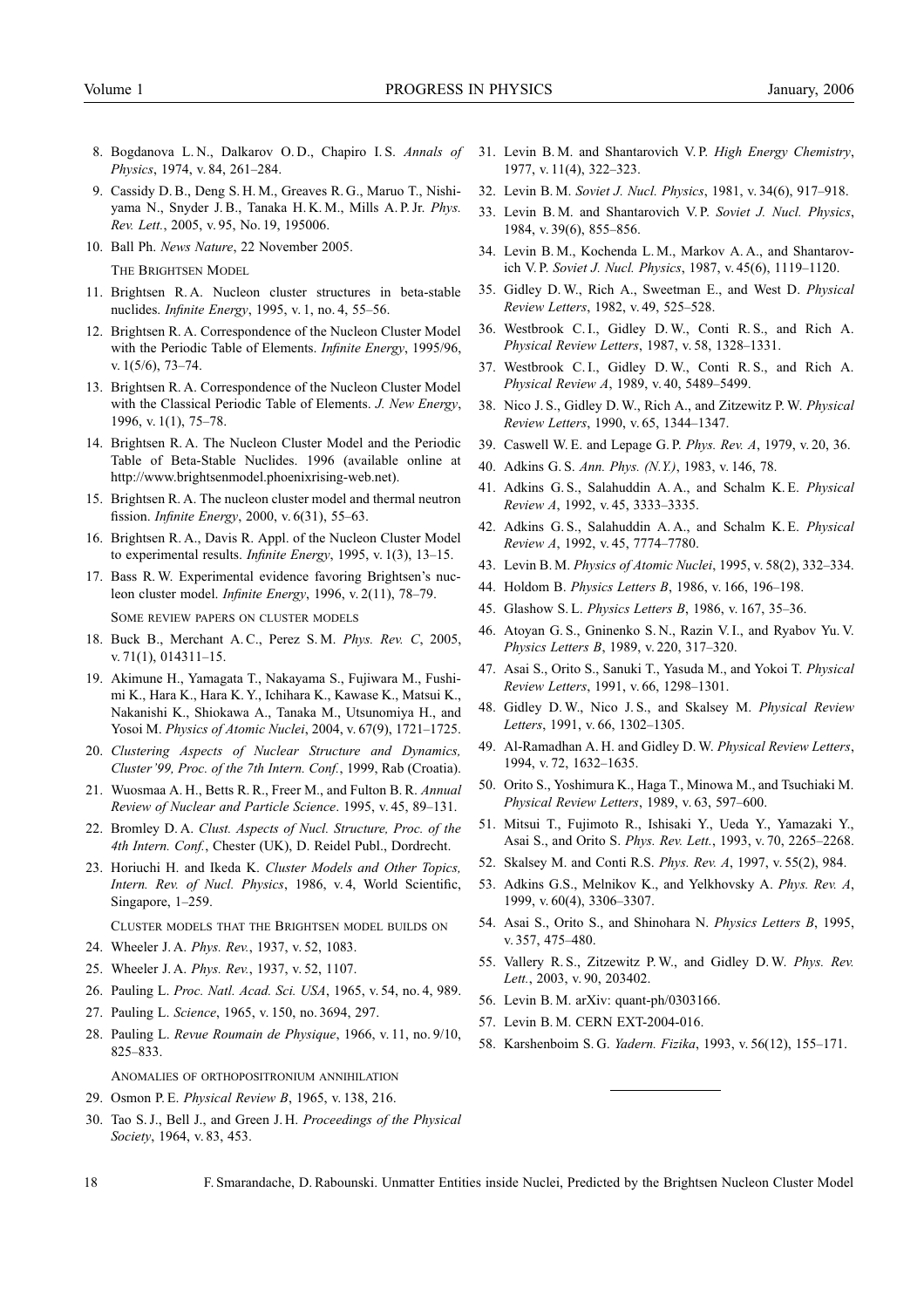8. Bogdanova L. N., Dalkarov O. D., Chapiro I. S. *Annals of Physics*, 1974, v. 84, 261–284.
9. Cassidy D. B., Deng S. H. M., Greaves R. G., Maruo T., Nishiyama N., Snyder J. B., Tanaka H. K. M., Mills A. P. Jr. *Phys. Rev. Lett.*, 2005, v. 95, No. 19, 195006.
10. Ball Ph. *News Nature*, 22 November 2005.

THE BRIGHTSEN MODEL

11. Brightsen R. A. Nucleon cluster structures in beta-stable nuclides. *Infinite Energy*, 1995, v. 1, no. 4, 55–56.
12. Brightsen R. A. Correspondence of the Nucleon Cluster Model with the Periodic Table of Elements. *Infinite Energy*, 1995/96, v. 1(5/6), 73–74.
13. Brightsen R. A. Correspondence of the Nucleon Cluster Model with the Classical Periodic Table of Elements. *J. New Energy*, 1996, v. 1(1), 75–78.
14. Brightsen R. A. The Nucleon Cluster Model and the Periodic Table of Beta-Stable Nuclides. 1996 (available online at http://www.brightsenmodel.phoenixrising-web.net).
15. Brightsen R. A. The nucleon cluster model and thermal neutron fission. *Infinite Energy*, 2000, v. 6(31), 55–63.
16. Brightsen R. A., Davis R. Appl. of the Nucleon Cluster Model to experimental results. *Infinite Energy*, 1995, v. 1(3), 13–15.
17. Bass R. W. Experimental evidence favoring Brightsen's nucleon cluster model. *Infinite Energy*, 1996, v. 2(11), 78–79.

SOME REVIEW PAPERS ON CLUSTER MODELS

18. Buck B., Merchant A. C., Perez S. M. *Phys. Rev. C*, 2005, v. 71(1), 014311–15.
19. Akimune H., Yamagata T., Nakayama S., Fujiwara M., Fushimi K., Hara K., Hara K. Y., Ichihara K., Kawase K., Matsui K., Nakanishi K., Shiokawa A., Tanaka M., Utsunomiya H., and Yosoi M. *Physics of Atomic Nuclei*, 2004, v. 67(9), 1721–1725.
20. *Clustering Aspects of Nuclear Structure and Dynamics, Cluster'99, Proc. of the 7th Intern. Conf.*, 1999, Rab (Croatia).
21. Wuosmaa A. H., Betts R. R., Freer M., and Fulton B. R. *Annual Review of Nuclear and Particle Science*. 1995, v. 45, 89–131.
22. Bromley D. A. *Clust. Aspects of Nucl. Structure, Proc. of the 4th Intern. Conf.*, Chester (UK), D. Reidel Publ., Dordrecht.
23. Horiuchi H. and Ikeda K. *Cluster Models and Other Topics, Intern. Rev. of Nucl. Physics*, 1986, v. 4, World Scientific, Singapore, 1–259.

CLUSTER MODELS THAT THE BRIGHTSEN MODEL BUILDS ON

24. Wheeler J. A. *Phys. Rev.*, 1937, v. 52, 1083.
25. Wheeler J. A. *Phys. Rev.*, 1937, v. 52, 1107.
26. Pauling L. *Proc. Natl. Acad. Sci. USA*, 1965, v. 54, no. 4, 989.
27. Pauling L. *Science*, 1965, v. 150, no. 3694, 297.
28. Pauling L. *Revue Roumain de Physique*, 1966, v. 11, no. 9/10, 825–833.

ANOMALIES OF ORTHOPOSITRONIUM ANNIHILATION

29. Osmon P. E. *Physical Review B*, 1965, v. 138, 216.
30. Tao S. J., Bell J., and Green J. H. *Proceedings of the Physical Society*, 1964, v. 83, 453.
31. Levin B. M. and Shantarovich V. P. *High Energy Chemistry*, 1977, v. 11(4), 322–323.
32. Levin B. M. *Soviet J. Nucl. Physics*, 1981, v. 34(6), 917–918.
33. Levin B. M. and Shantarovich V. P. *Soviet J. Nucl. Physics*, 1984, v. 39(6), 855–856.
34. Levin B. M., Kochenda L. M., Markov A. A., and Shantarovich V. P. *Soviet J. Nucl. Physics*, 1987, v. 45(6), 1119–1120.
35. Gidley D. W., Rich A., Sweetman E., and West D. *Physical Review Letters*, 1982, v. 49, 525–528.
36. Westbrook C. I., Gidley D. W., Conti R. S., and Rich A. *Physical Review Letters*, 1987, v. 58, 1328–1331.
37. Westbrook C. I., Gidley D. W., Conti R. S., and Rich A. *Physical Review A*, 1989, v. 40, 5489–5499.
38. Nico J. S., Gidley D. W., Rich A., and Zitzewitz P. W. *Physical Review Letters*, 1990, v. 65, 1344–1347.
39. Caswell W. E. and Lepage G. P. *Phys. Rev. A*, 1979, v. 20, 36.
40. Adkins G. S. *Ann. Phys. (N.Y.)*, 1983, v. 146, 78.
41. Adkins G. S., Salahuddin A. A., and Schalm K. E. *Physical Review A*, 1992, v. 45, 3333–3335.
42. Adkins G. S., Salahuddin A. A., and Schalm K. E. *Physical Review A*, 1992, v. 45, 7774–7780.
43. Levin B. M. *Physics of Atomic Nuclei*, 1995, v. 58(2), 332–334.
44. Holdom B. *Physics Letters B*, 1986, v. 166, 196–198.
45. Glashow S. L. *Physics Letters B*, 1986, v. 167, 35–36.
46. Atoyan G. S., Gninenko S. N., Razin V. I., and Ryabov Yu. V. *Physics Letters B*, 1989, v. 220, 317–320.
47. Asai S., Orito S., Sanuki T., Yasuda M., and Yokoi T. *Physical Review Letters*, 1991, v. 66, 1298–1301.
48. Gidley D. W., Nico J. S., and Skalsey M. *Physical Review Letters*, 1991, v. 66, 1302–1305.
49. Al-Ramadhan A. H. and Gidley D. W. *Physical Review Letters*, 1994, v. 72, 1632–1635.
50. Orito S., Yoshimura K., Haga T., Minowa M., and Tsuchiaki M. *Physical Review Letters*, 1989, v. 63, 597–600.
51. Mitsui T., Fujimoto R., Ishisaki Y., Ueda Y., Yamazaki Y., Asai S., and Orito S. *Phys. Rev. Lett.*, 1993, v. 70, 2265–2268.
52. Skalsey M. and Conti R.S. *Phys. Rev. A*, 1997, v. 55(2), 984.
53. Adkins G.S., Melnikov K., and Yelkhovsky A. *Phys. Rev. A*, 1999, v. 60(4), 3306–3307.
54. Asai S., Orito S., and Shinohara N. *Physics Letters B*, 1995, v. 357, 475–480.
55. Vallery R. S., Zitzewitz P. W., and Gidley D. W. *Phys. Rev. Lett.*, 2003, v. 90, 203402.
56. Levin B. M. arXiv: quant-ph/0303166.
57. Levin B. M. CERN EXT-2004-016.
58. Karshenboim S. G. *Yadern. Fizika*, 1993, v. 56(12), 155–171.